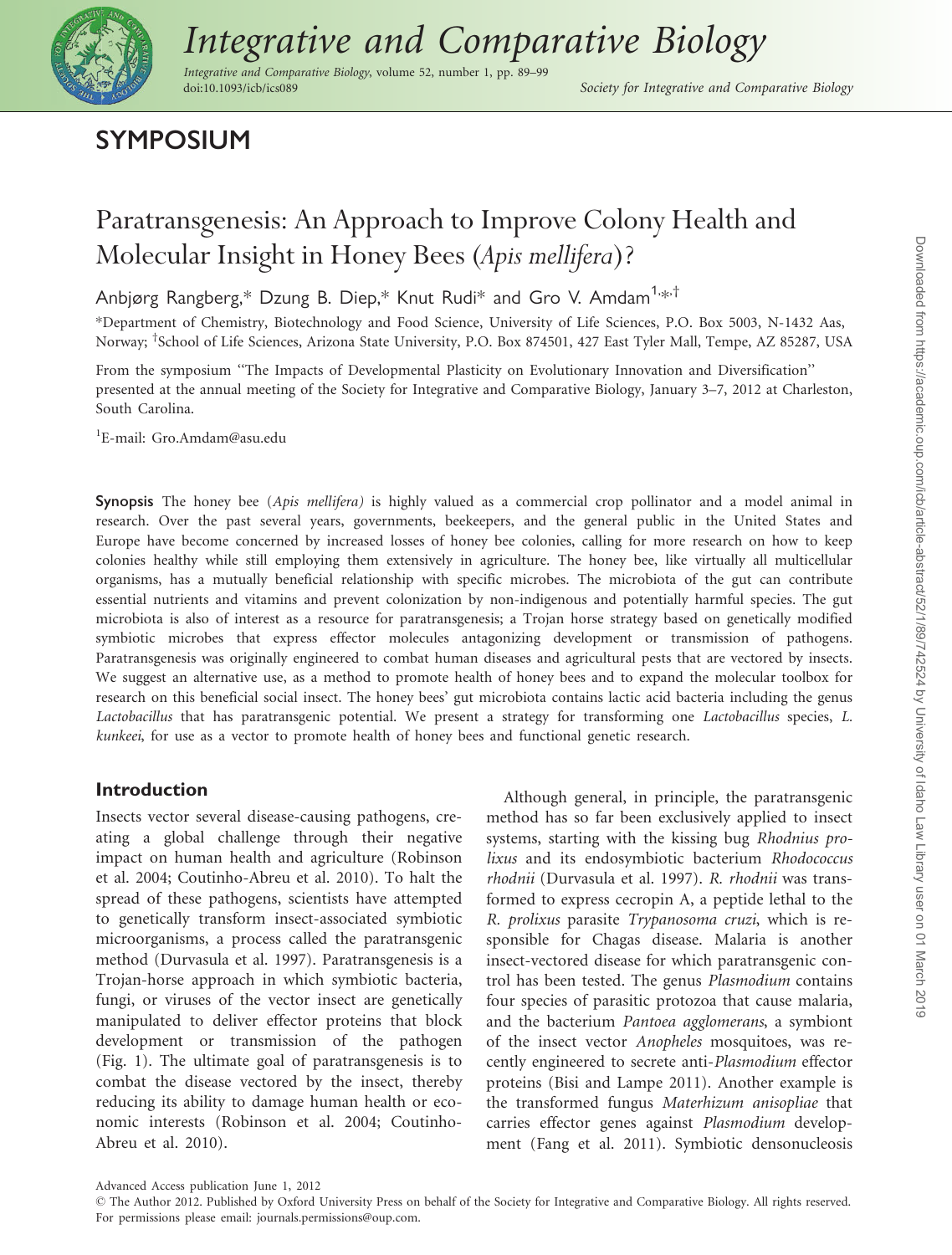# SYMPOSIUM

# Paratransgenesis: An Approach to Improve Colony Health and Molecular Insight in Honey Bees (*Apis mellifera*)?

Anbjørg Rangberg,* Dzung B. Diep,* Knut Rudi* and Gro V. Amdam[1,*,†]

*Department of Chemistry, Biotechnology and Food Science, University of Life Sciences, P.O. Box 5003, N-1432 Aas, Norway; †School of Life Sciences, Arizona State University, P.O. Box 874501, 427 East Tyler Mall, Tempe, AZ 85287, USA

From the symposium "The Impacts of Developmental Plasticity on Evolutionary Innovation and Diversification" presented at the annual meeting of the Society for Integrative and Comparative Biology, January 3–7, 2012 at Charleston, South Carolina.

[1]E-mail: Gro.Amdam@asu.edu

**Synopsis** The honey bee (*Apis mellifera)* is highly valued as a commercial crop pollinator and a model animal in research. Over the past several years, governments, beekeepers, and the general public in the United States and Europe have become concerned by increased losses of honey bee colonies, calling for more research on how to keep colonies healthy while still employing them extensively in agriculture. The honey bee, like virtually all multicellular organisms, has a mutually beneficial relationship with specific microbes. The microbiota of the gut can contribute essential nutrients and vitamins and prevent colonization by non-indigenous and potentially harmful species. The gut microbiota is also of interest as a resource for paratransgenesis; a Trojan horse strategy based on genetically modified symbiotic microbes that express effector molecules antagonizing development or transmission of pathogens. Paratransgenesis was originally engineered to combat human diseases and agricultural pests that are vectored by insects. We suggest an alternative use, as a method to promote health of honey bees and to expand the molecular toolbox for research on this beneficial social insect. The honey bees' gut microbiota contains lactic acid bacteria including the genus *Lactobacillus* that has paratransgenic potential. We present a strategy for transforming one *Lactobacillus* species, *L. kunkeei*, for use as a vector to promote health of honey bees and functional genetic research.

## Introduction

Insects vector several disease-causing pathogens, creating a global challenge through their negative impact on human health and agriculture (Robinson et al. 2004; Coutinho-Abreu et al. 2010). To halt the spread of these pathogens, scientists have attempted to genetically transform insect-associated symbiotic microorganisms, a process called the paratransgenic method (Durvasula et al. 1997). Paratransgenesis is a Trojan-horse approach in which symbiotic bacteria, fungi, or viruses of the vector insect are genetically manipulated to deliver effector proteins that block development or transmission of the pathogen (Fig. 1). The ultimate goal of paratransgenesis is to combat the disease vectored by the insect, thereby reducing its ability to damage human health or economic interests (Robinson et al. 2004; Coutinho-Abreu et al. 2010).

Although general, in principle, the paratransgenic method has so far been exclusively applied to insect systems, starting with the kissing bug *Rhodnius prolixus* and its endosymbiotic bacterium *Rhodococcus rhodnii* (Durvasula et al. 1997). *R. rhodnii* was transformed to express cecropin A, a peptide lethal to the *R. prolixus* parasite *Trypanosoma cruzi*, which is responsible for Chagas disease. Malaria is another insect-vectored disease for which paratransgenic control has been tested. The genus *Plasmodium* contains four species of parasitic protozoa that cause malaria, and the bacterium *Pantoea agglomerans*, a symbiont of the insect vector *Anopheles* mosquitoes, was recently engineered to secrete anti-*Plasmodium* effector proteins (Bisi and Lampe 2011). Another example is the transformed fungus *Materhizum anisopliae* that carries effector genes against *Plasmodium* development (Fang et al. 2011). Symbiotic densonucleosis

Advanced Access publication June 1, 2012
© The Author 2012. Published by Oxford University Press on behalf of the Society for Integrative and Comparative Biology. All rights reserved.
For permissions please email: journals.permissions@oup.com.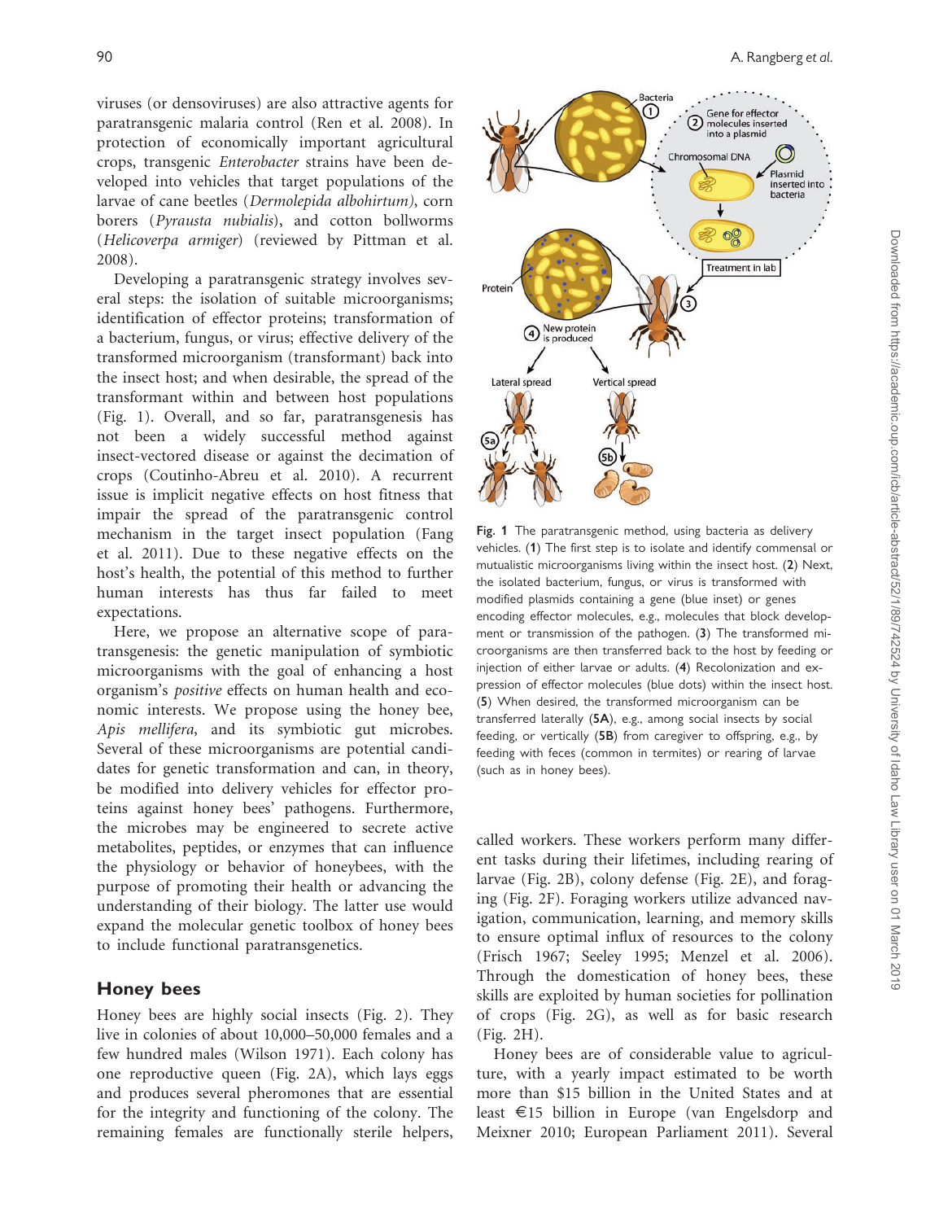viruses (or densoviruses) are also attractive agents for paratransgenic malaria control (Ren et al. 2008). In protection of economically important agricultural crops, transgenic *Enterobacter* strains have been developed into vehicles that target populations of the larvae of cane beetles (*Dermolepida albohirtum*), corn borers (*Pyrausta nubialis*), and cotton bollworms (*Helicoverpa armiger*) (reviewed by Pittman et al. 2008).

Developing a paratransgenic strategy involves several steps: the isolation of suitable microorganisms; identification of effector proteins; transformation of a bacterium, fungus, or virus; effective delivery of the transformed microorganism (transformant) back into the insect host; and when desirable, the spread of the transformant within and between host populations (Fig. 1). Overall, and so far, paratransgenesis has not been a widely successful method against insect-vectored disease or against the decimation of crops (Coutinho-Abreu et al. 2010). A recurrent issue is implicit negative effects on host fitness that impair the spread of the paratransgenic control mechanism in the target insect population (Fang et al. 2011). Due to these negative effects on the host's health, the potential of this method to further human interests has thus far failed to meet expectations.

Here, we propose an alternative scope of paratransgenesis: the genetic manipulation of symbiotic microorganisms with the goal of enhancing a host organism's *positive* effects on human health and economic interests. We propose using the honey bee, *Apis mellifera*, and its symbiotic gut microbes. Several of these microorganisms are potential candidates for genetic transformation and can, in theory, be modified into delivery vehicles for effector proteins against honey bees' pathogens. Furthermore, the microbes may be engineered to secrete active metabolites, peptides, or enzymes that can influence the physiology or behavior of honeybees, with the purpose of promoting their health or advancing the understanding of their biology. The latter use would expand the molecular genetic toolbox of honey bees to include functional paratransgenetics.

**Fig. 1** The paratransgenic method, using bacteria as delivery vehicles. (**1**) The first step is to isolate and identify commensal or mutualistic microorganisms living within the insect host. (**2**) Next, the isolated bacterium, fungus, or virus is transformed with modified plasmids containing a gene (blue inset) or genes encoding effector molecules, e.g., molecules that block development or transmission of the pathogen. (**3**) The transformed microorganisms are then transferred back to the host by feeding or injection of either larvae or adults. (**4**) Recolonization and expression of effector molecules (blue dots) within the insect host. (**5**) When desired, the transformed microorganism can be transferred laterally (**5A**), e.g., among social insects by social feeding, or vertically (**5B**) from caregiver to offspring, e.g., by feeding with feces (common in termites) or rearing of larvae (such as in honey bees).

## Honey bees

Honey bees are highly social insects (Fig. 2). They live in colonies of about 10,000–50,000 females and a few hundred males (Wilson 1971). Each colony has one reproductive queen (Fig. 2A), which lays eggs and produces several pheromones that are essential for the integrity and functioning of the colony. The remaining females are functionally sterile helpers, called workers. These workers perform many different tasks during their lifetimes, including rearing of larvae (Fig. 2B), colony defense (Fig. 2E), and foraging (Fig. 2F). Foraging workers utilize advanced navigation, communication, learning, and memory skills to ensure optimal influx of resources to the colony (Frisch 1967; Seeley 1995; Menzel et al. 2006). Through the domestication of honey bees, these skills are exploited by human societies for pollination of crops (Fig. 2G), as well as for basic research (Fig. 2H).

Honey bees are of considerable value to agriculture, with a yearly impact estimated to be worth more than $15 billion in the United States and at least €15 billion in Europe (van Engelsdorp and Meixner 2010; European Parliament 2011). Several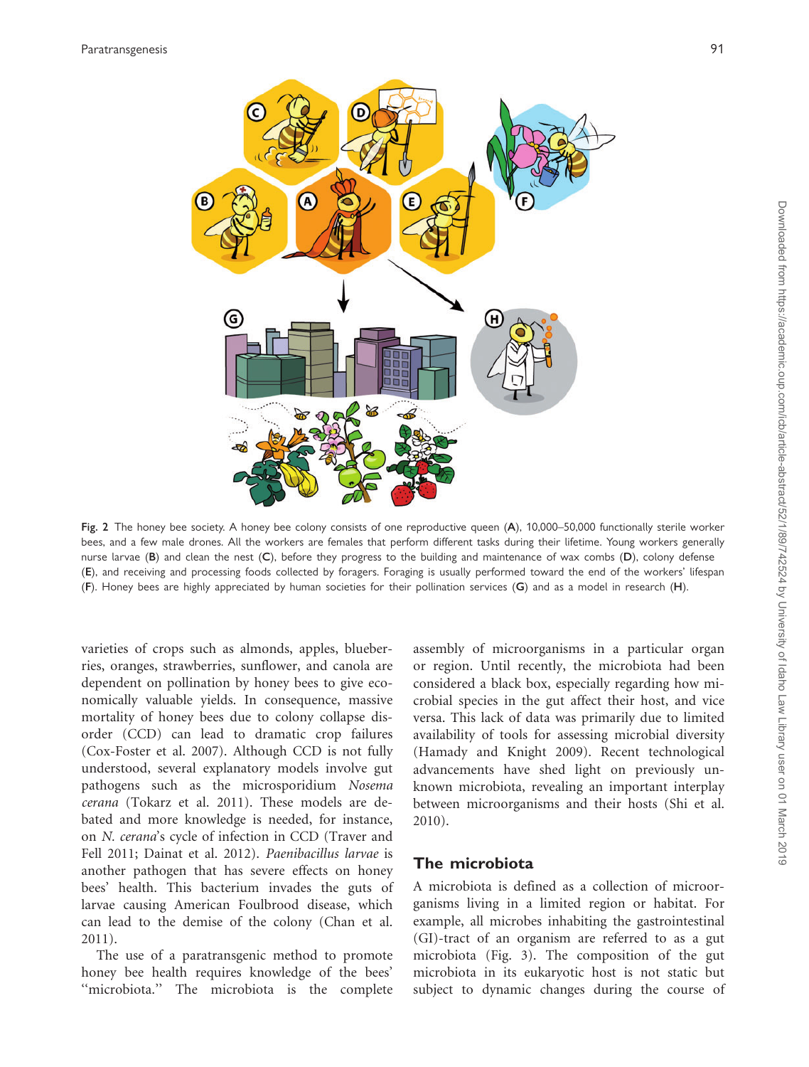Fig. 2 The honey bee society. A honey bee colony consists of one reproductive queen (**A**), 10,000–50,000 functionally sterile worker bees, and a few male drones. All the workers are females that perform different tasks during their lifetime. Young workers generally nurse larvae (**B**) and clean the nest (**C**), before they progress to the building and maintenance of wax combs (**D**), colony defense (**E**), and receiving and processing foods collected by foragers. Foraging is usually performed toward the end of the workers' lifespan (**F**). Honey bees are highly appreciated by human societies for their pollination services (**G**) and as a model in research (**H**).

varieties of crops such as almonds, apples, blueberries, oranges, strawberries, sunflower, and canola are dependent on pollination by honey bees to give economically valuable yields. In consequence, massive mortality of honey bees due to colony collapse disorder (CCD) can lead to dramatic crop failures (Cox-Foster et al. 2007). Although CCD is not fully understood, several explanatory models involve gut pathogens such as the microsporidium *Nosema cerana* (Tokarz et al. 2011). These models are debated and more knowledge is needed, for instance, on *N. cerana*'s cycle of infection in CCD (Traver and Fell 2011; Dainat et al. 2012). *Paenibacillus larvae* is another pathogen that has severe effects on honey bees' health. This bacterium invades the guts of larvae causing American Foulbrood disease, which can lead to the demise of the colony (Chan et al. 2011).

The use of a paratransgenic method to promote honey bee health requires knowledge of the bees' "microbiota." The microbiota is the complete assembly of microorganisms in a particular organ or region. Until recently, the microbiota had been considered a black box, especially regarding how microbial species in the gut affect their host, and vice versa. This lack of data was primarily due to limited availability of tools for assessing microbial diversity (Hamady and Knight 2009). Recent technological advancements have shed light on previously unknown microbiota, revealing an important interplay between microorganisms and their hosts (Shi et al. 2010).

## The microbiota

A microbiota is defined as a collection of microorganisms living in a limited region or habitat. For example, all microbes inhabiting the gastrointestinal (GI)-tract of an organism are referred to as a gut microbiota (Fig. 3). The composition of the gut microbiota in its eukaryotic host is not static but subject to dynamic changes during the course of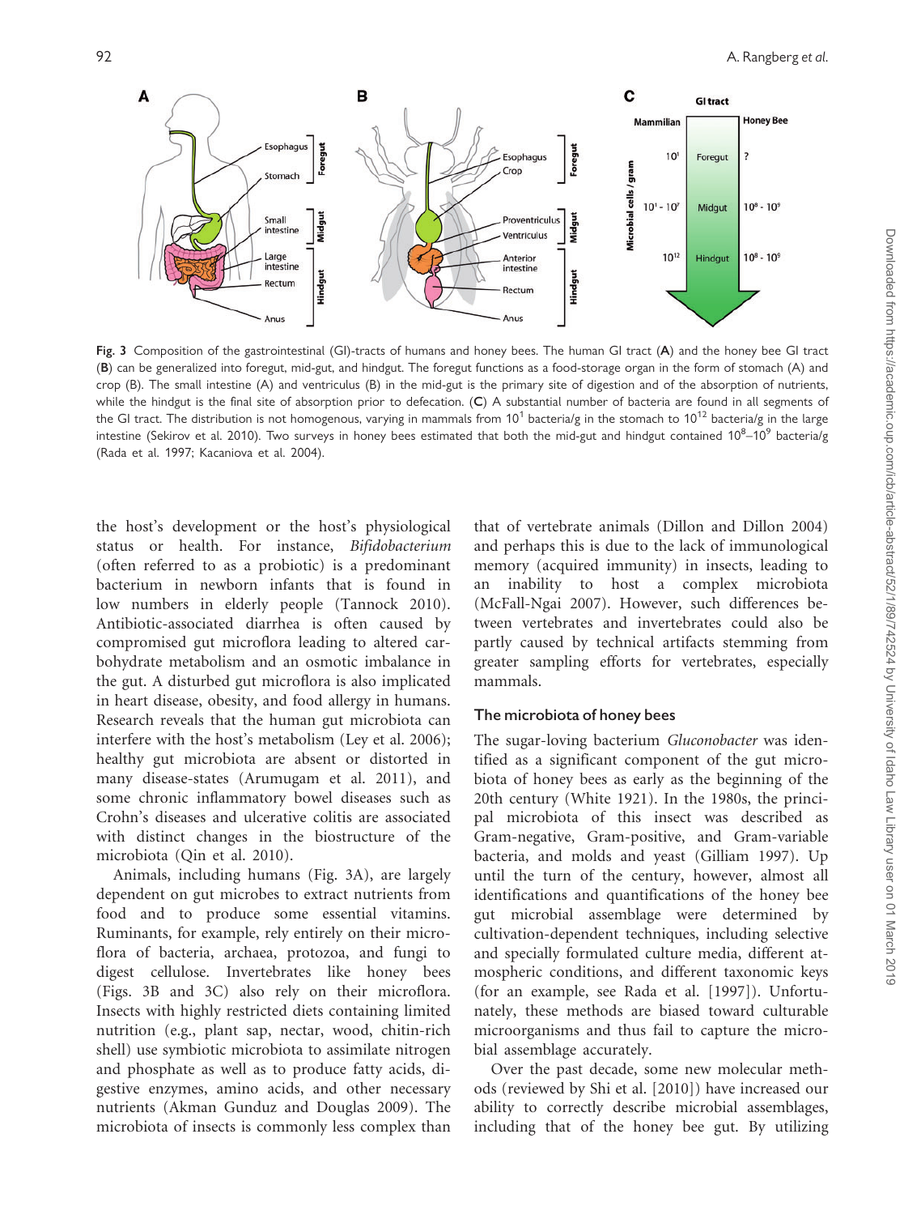Fig. 3 Composition of the gastrointestinal (GI)-tracts of humans and honey bees. The human GI tract (**A**) and the honey bee GI tract (**B**) can be generalized into foregut, mid-gut, and hindgut. The foregut functions as a food-storage organ in the form of stomach (A) and crop (B). The small intestine (A) and ventriculus (B) in the mid-gut is the primary site of digestion and of the absorption of nutrients, while the hindgut is the final site of absorption prior to defecation. (**C**) A substantial number of bacteria are found in all segments of the GI tract. The distribution is not homogenous, varying in mammals from $10^1$ bacteria/g in the stomach to $10^{12}$ bacteria/g in the large intestine (Sekirov et al. 2010). Two surveys in honey bees estimated that both the mid-gut and hindgut contained $10^8$–$10^9$ bacteria/g (Rada et al. 1997; Kacaniova et al. 2004).

the host's development or the host's physiological status or health. For instance, *Bifidobacterium* (often referred to as a probiotic) is a predominant bacterium in newborn infants that is found in low numbers in elderly people (Tannock 2010). Antibiotic-associated diarrhea is often caused by compromised gut microflora leading to altered carbohydrate metabolism and an osmotic imbalance in the gut. A disturbed gut microflora is also implicated in heart disease, obesity, and food allergy in humans. Research reveals that the human gut microbiota can interfere with the host's metabolism (Ley et al. 2006); healthy gut microbiota are absent or distorted in many disease-states (Arumugam et al. 2011), and some chronic inflammatory bowel diseases such as Crohn's diseases and ulcerative colitis are associated with distinct changes in the biostructure of the microbiota (Qin et al. 2010).

Animals, including humans (Fig. 3A), are largely dependent on gut microbes to extract nutrients from food and to produce some essential vitamins. Ruminants, for example, rely entirely on their microflora of bacteria, archaea, protozoa, and fungi to digest cellulose. Invertebrates like honey bees (Figs. 3B and 3C) also rely on their microflora. Insects with highly restricted diets containing limited nutrition (e.g., plant sap, nectar, wood, chitin-rich shell) use symbiotic microbiota to assimilate nitrogen and phosphate as well as to produce fatty acids, digestive enzymes, amino acids, and other necessary nutrients (Akman Gunduz and Douglas 2009). The microbiota of insects is commonly less complex than that of vertebrate animals (Dillon and Dillon 2004) and perhaps this is due to the lack of immunological memory (acquired immunity) in insects, leading to an inability to host a complex microbiota (McFall-Ngai 2007). However, such differences between vertebrates and invertebrates could also be partly caused by technical artifacts stemming from greater sampling efforts for vertebrates, especially mammals.

## The microbiota of honey bees

The sugar-loving bacterium *Gluconobacter* was identified as a significant component of the gut microbiota of honey bees as early as the beginning of the 20th century (White 1921). In the 1980s, the principal microbiota of this insect was described as Gram-negative, Gram-positive, and Gram-variable bacteria, and molds and yeast (Gilliam 1997). Up until the turn of the century, however, almost all identifications and quantifications of the honey bee gut microbial assemblage were determined by cultivation-dependent techniques, including selective and specially formulated culture media, different atmospheric conditions, and different taxonomic keys (for an example, see Rada et al. [1997]). Unfortunately, these methods are biased toward culturable microorganisms and thus fail to capture the microbial assemblage accurately.

Over the past decade, some new molecular methods (reviewed by Shi et al. [2010]) have increased our ability to correctly describe microbial assemblages, including that of the honey bee gut. By utilizing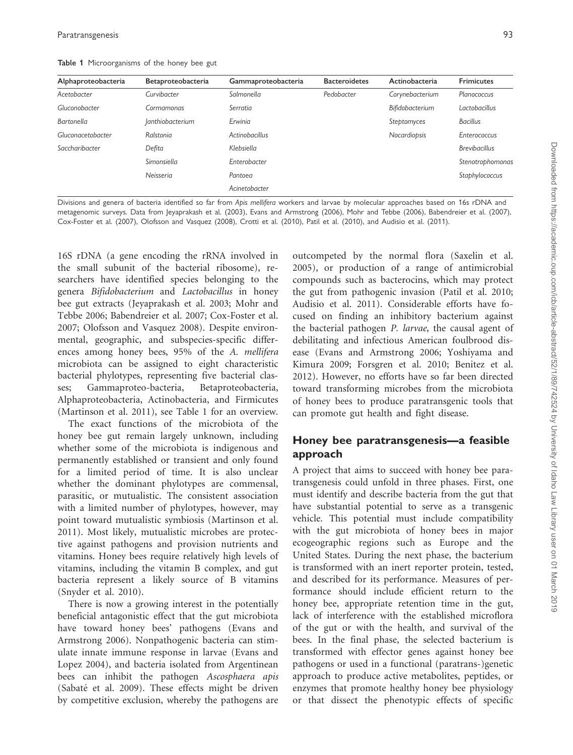**Table 1** Microorganisms of the honey bee gut

| Alphaproteobacteria | Betaproteobacteria | Gammaproteobacteria | Bacteroidetes | Actinobacteria | Frimicutes |
|---|---|---|---|---|---|
| *Acetobacter* | *Curvibacter* | *Salmonella* | *Pedobacter* | *Corynebacterium* | *Planococcus* |
| *Gluconobacter* | *Cormamonas* | *Serratia* | | *Bifidobacterium* | *Lactobacillus* |
| *Bartonella* | *Janthiobacterium* | *Erwinia* | | *Steptomyces* | *Bacillus* |
| *Gluconacetobacter* | *Ralstonia* | *Actinobacillus* | | *Nocardiopsis* | *Enterococcus* |
| *Saccharibacter* | *Defita* | *Klebsiella* | | | *Brevibacillus* |
| | *Simonsiella* | *Enterobacter* | | | *Stenotrophomonas* |
| | *Neisseria* | *Pantoea* | | | *Staphylococcus* |
| | | *Acinetobacter* | | | |

Divisions and genera of bacteria identified so far from *Apis mellifera* workers and larvae by molecular approaches based on 16s rDNA and metagenomic surveys. Data from Jeyaprakash et al. (2003), Evans and Armstrong (2006), Mohr and Tebbe (2006), Babendreier et al. (2007), Cox-Foster et al. (2007), Olofsson and Vasquez (2008), Crotti et al. (2010), Patil et al. (2010), and Audisio et al. (2011).

16S rDNA (a gene encoding the rRNA involved in the small subunit of the bacterial ribosome), researchers have identified species belonging to the genera *Bifidobacterium* and *Lactobacillus* in honey bee gut extracts (Jeyaprakash et al. 2003; Mohr and Tebbe 2006; Babendreier et al. 2007; Cox-Foster et al. 2007; Olofsson and Vasquez 2008). Despite environmental, geographic, and subspecies-specific differences among honey bees, 95% of the *A. mellifera* microbiota can be assigned to eight characteristic bacterial phylotypes, representing five bacterial classes; Gammaproteo-bacteria, Betaproteobacteria, Alphaproteobacteria, Actinobacteria, and Firmicutes (Martinson et al. 2011), see Table 1 for an overview.

The exact functions of the microbiota of the honey bee gut remain largely unknown, including whether some of the microbiota is indigenous and permanently established or transient and only found for a limited period of time. It is also unclear whether the dominant phylotypes are commensal, parasitic, or mutualistic. The consistent association with a limited number of phylotypes, however, may point toward mutualistic symbiosis (Martinson et al. 2011). Most likely, mutualistic microbes are protective against pathogens and provision nutrients and vitamins. Honey bees require relatively high levels of vitamins, including the vitamin B complex, and gut bacteria represent a likely source of B vitamins (Snyder et al. 2010).

There is now a growing interest in the potentially beneficial antagonistic effect that the gut microbiota have toward honey bees' pathogens (Evans and Armstrong 2006). Nonpathogenic bacteria can stimulate innate immune response in larvae (Evans and Lopez 2004), and bacteria isolated from Argentinean bees can inhibit the pathogen *Ascosphaera apis* (Sabaté et al. 2009). These effects might be driven by competitive exclusion, whereby the pathogens are outcompeted by the normal flora (Saxelin et al. 2005), or production of a range of antimicrobial compounds such as bacterocins, which may protect the gut from pathogenic invasion (Patil et al. 2010; Audisio et al. 2011). Considerable efforts have focused on finding an inhibitory bacterium against the bacterial pathogen *P. larvae*, the causal agent of debilitating and infectious American foulbrood disease (Evans and Armstrong 2006; Yoshiyama and Kimura 2009; Forsgren et al. 2010; Benitez et al. 2012). However, no efforts have so far been directed toward transforming microbes from the microbiota of honey bees to produce paratransgenic tools that can promote gut health and fight disease.

## Honey bee paratransgenesis—a feasible approach

A project that aims to succeed with honey bee paratransgenesis could unfold in three phases. First, one must identify and describe bacteria from the gut that have substantial potential to serve as a transgenic vehicle. This potential must include compatibility with the gut microbiota of honey bees in major ecogeographic regions such as Europe and the United States. During the next phase, the bacterium is transformed with an inert reporter protein, tested, and described for its performance. Measures of performance should include efficient return to the honey bee, appropriate retention time in the gut, lack of interference with the established microflora of the gut or with the health, and survival of the bees. In the final phase, the selected bacterium is transformed with effector genes against honey bee pathogens or used in a functional (paratrans-)genetic approach to produce active metabolites, peptides, or enzymes that promote healthy honey bee physiology or that dissect the phenotypic effects of specific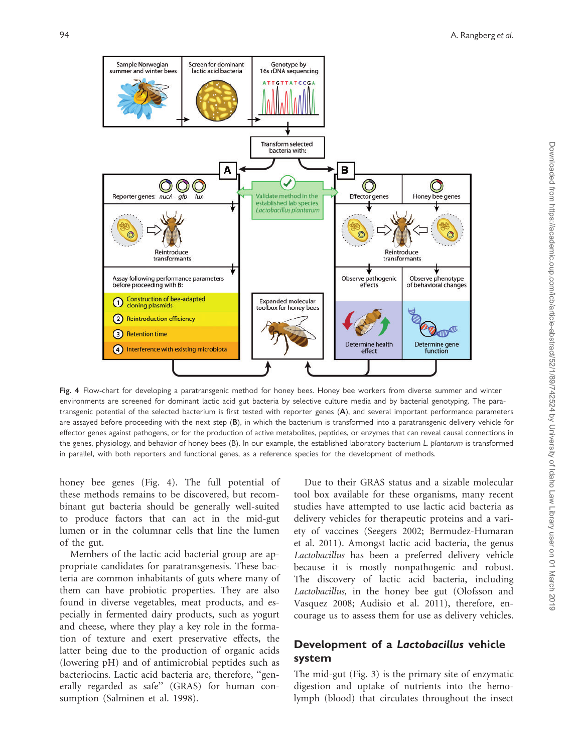Fig. 4 Flow-chart for developing a paratransgenic method for honey bees. Honey bee workers from diverse summer and winter environments are screened for dominant lactic acid gut bacteria by selective culture media and by bacterial genotyping. The paratransgenic potential of the selected bacterium is first tested with reporter genes (**A**), and several important performance parameters are assayed before proceeding with the next step (**B**), in which the bacterium is transformed into a paratransgenic delivery vehicle for effector genes against pathogens, or for the production of active metabolites, peptides, or enzymes that can reveal causal connections in the genes, physiology, and behavior of honey bees (B). In our example, the established laboratory bacterium *L. plantarum* is transformed in parallel, with both reporters and functional genes, as a reference species for the development of methods.

honey bee genes (Fig. 4). The full potential of these methods remains to be discovered, but recombinant gut bacteria should be generally well-suited to produce factors that can act in the mid-gut lumen or in the columnar cells that line the lumen of the gut.

Members of the lactic acid bacterial group are appropriate candidates for paratransgenesis. These bacteria are common inhabitants of guts where many of them can have probiotic properties. They are also found in diverse vegetables, meat products, and especially in fermented dairy products, such as yogurt and cheese, where they play a key role in the formation of texture and exert preservative effects, the latter being due to the production of organic acids (lowering pH) and of antimicrobial peptides such as bacteriocins. Lactic acid bacteria are, therefore, "generally regarded as safe" (GRAS) for human consumption (Salminen et al. 1998).

Due to their GRAS status and a sizable molecular tool box available for these organisms, many recent studies have attempted to use lactic acid bacteria as delivery vehicles for therapeutic proteins and a variety of vaccines (Seegers 2002; Bermudez-Humaran et al. 2011). Amongst lactic acid bacteria, the genus *Lactobacillus* has been a preferred delivery vehicle because it is mostly nonpathogenic and robust. The discovery of lactic acid bacteria, including *Lactobacillus,* in the honey bee gut (Olofsson and Vasquez 2008; Audisio et al. 2011), therefore, encourage us to assess them for use as delivery vehicles.

## Development of a *Lactobacillus* vehicle system

The mid-gut (Fig. 3) is the primary site of enzymatic digestion and uptake of nutrients into the hemolymph (blood) that circulates throughout the insect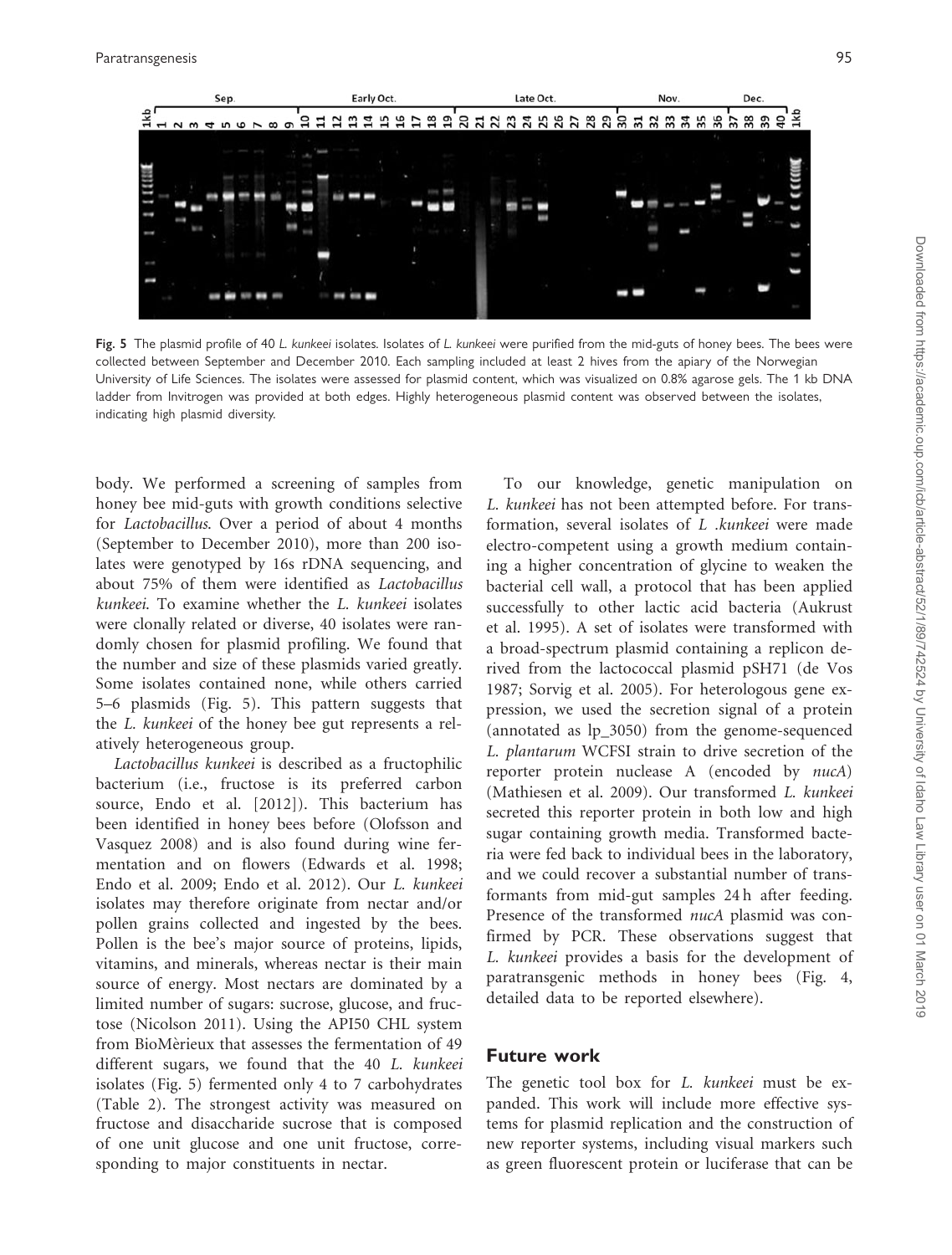Fig. 5 The plasmid profile of 40 *L. kunkeei* isolates. Isolates of *L. kunkeei* were purified from the mid-guts of honey bees. The bees were collected between September and December 2010. Each sampling included at least 2 hives from the apiary of the Norwegian University of Life Sciences. The isolates were assessed for plasmid content, which was visualized on 0.8% agarose gels. The 1 kb DNA ladder from Invitrogen was provided at both edges. Highly heterogeneous plasmid content was observed between the isolates, indicating high plasmid diversity.

body. We performed a screening of samples from honey bee mid-guts with growth conditions selective for *Lactobacillus*. Over a period of about 4 months (September to December 2010), more than 200 isolates were genotyped by 16s rDNA sequencing, and about 75% of them were identified as *Lactobacillus kunkeei*. To examine whether the *L. kunkeei* isolates were clonally related or diverse, 40 isolates were randomly chosen for plasmid profiling. We found that the number and size of these plasmids varied greatly. Some isolates contained none, while others carried 5–6 plasmids (Fig. 5). This pattern suggests that the *L. kunkeei* of the honey bee gut represents a relatively heterogeneous group.

*Lactobacillus kunkeei* is described as a fructophilic bacterium (i.e., fructose is its preferred carbon source, Endo et al. [2012]). This bacterium has been identified in honey bees before (Olofsson and Vasquez 2008) and is also found during wine fermentation and on flowers (Edwards et al. 1998; Endo et al. 2009; Endo et al. 2012). Our *L. kunkeei* isolates may therefore originate from nectar and/or pollen grains collected and ingested by the bees. Pollen is the bee's major source of proteins, lipids, vitamins, and minerals, whereas nectar is their main source of energy. Most nectars are dominated by a limited number of sugars: sucrose, glucose, and fructose (Nicolson 2011). Using the API50 CHL system from BioMèrieux that assesses the fermentation of 49 different sugars, we found that the 40 *L. kunkeei* isolates (Fig. 5) fermented only 4 to 7 carbohydrates (Table 2). The strongest activity was measured on fructose and disaccharide sucrose that is composed of one unit glucose and one unit fructose, corresponding to major constituents in nectar.

To our knowledge, genetic manipulation on *L. kunkeei* has not been attempted before. For transformation, several isolates of *L .kunkeei* were made electro-competent using a growth medium containing a higher concentration of glycine to weaken the bacterial cell wall, a protocol that has been applied successfully to other lactic acid bacteria (Aukrust et al. 1995). A set of isolates were transformed with a broad-spectrum plasmid containing a replicon derived from the lactococcal plasmid pSH71 (de Vos 1987; Sorvig et al. 2005). For heterologous gene expression, we used the secretion signal of a protein (annotated as lp_3050) from the genome-sequenced *L. plantarum* WCFSI strain to drive secretion of the reporter protein nuclease A (encoded by *nucA*) (Mathiesen et al. 2009). Our transformed *L. kunkeei* secreted this reporter protein in both low and high sugar containing growth media. Transformed bacteria were fed back to individual bees in the laboratory, and we could recover a substantial number of transformants from mid-gut samples 24 h after feeding. Presence of the transformed *nucA* plasmid was confirmed by PCR. These observations suggest that *L. kunkeei* provides a basis for the development of paratransgenic methods in honey bees (Fig. 4, detailed data to be reported elsewhere).

## Future work

The genetic tool box for *L. kunkeei* must be expanded. This work will include more effective systems for plasmid replication and the construction of new reporter systems, including visual markers such as green fluorescent protein or luciferase that can be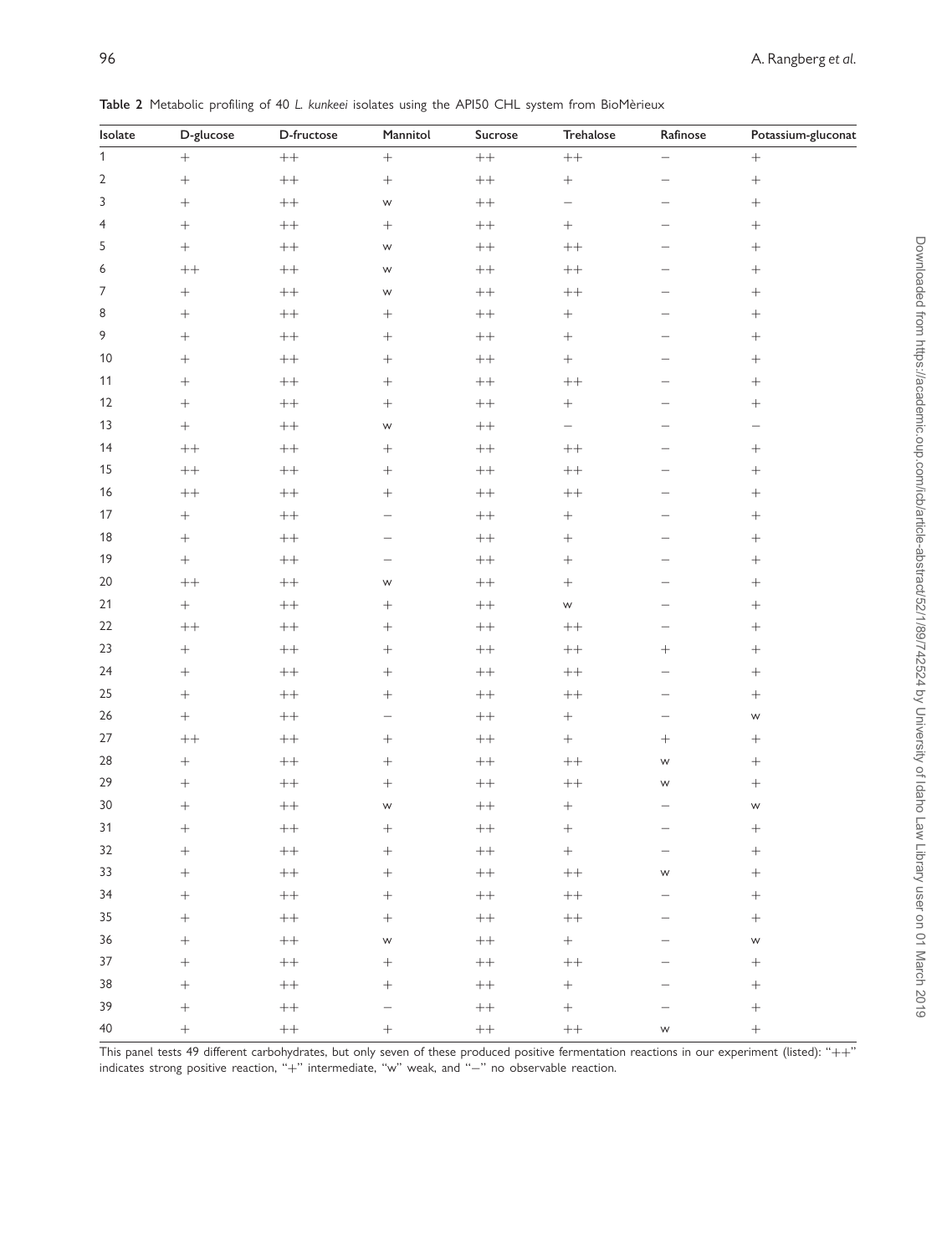**Table 2** Metabolic profiling of 40 *L. kunkeei* isolates using the API50 CHL system from BioMèrieux

| Isolate | D-glucose | D-fructose | Mannitol | Sucrose | Trehalose | Rafinose | Potassium-gluconat |
|---|---|---|---|---|---|---|---|
| 1 | + | ++ | + | ++ | ++ | – | + |
| 2 | + | ++ | + | ++ | + | – | + |
| 3 | + | ++ | w | ++ | – | – | + |
| 4 | + | ++ | + | ++ | + | – | + |
| 5 | + | ++ | w | ++ | ++ | – | + |
| 6 | ++ | ++ | w | ++ | ++ | – | + |
| 7 | + | ++ | w | ++ | ++ | – | + |
| 8 | + | ++ | + | ++ | + | – | + |
| 9 | + | ++ | + | ++ | + | – | + |
| 10 | + | ++ | + | ++ | + | – | + |
| 11 | + | ++ | + | ++ | ++ | – | + |
| 12 | + | ++ | + | ++ | + | – | + |
| 13 | + | ++ | w | ++ | – | – | – |
| 14 | ++ | ++ | + | ++ | ++ | – | + |
| 15 | ++ | ++ | + | ++ | ++ | – | + |
| 16 | ++ | ++ | + | ++ | ++ | – | + |
| 17 | + | ++ | – | ++ | + | – | + |
| 18 | + | ++ | – | ++ | + | – | + |
| 19 | + | ++ | – | ++ | + | – | + |
| 20 | ++ | ++ | w | ++ | + | – | + |
| 21 | + | ++ | + | ++ | w | – | + |
| 22 | ++ | ++ | + | ++ | ++ | – | + |
| 23 | + | ++ | + | ++ | ++ | + | + |
| 24 | + | ++ | + | ++ | ++ | – | + |
| 25 | + | ++ | + | ++ | ++ | – | + |
| 26 | + | ++ | – | ++ | + | – | w |
| 27 | ++ | ++ | + | ++ | + | + | + |
| 28 | + | ++ | + | ++ | ++ | w | + |
| 29 | + | ++ | + | ++ | ++ | w | + |
| 30 | + | ++ | w | ++ | + | – | w |
| 31 | + | ++ | + | ++ | + | – | + |
| 32 | + | ++ | + | ++ | + | – | + |
| 33 | + | ++ | + | ++ | ++ | w | + |
| 34 | + | ++ | + | ++ | ++ | – | + |
| 35 | + | ++ | + | ++ | ++ | – | + |
| 36 | + | ++ | w | ++ | + | – | w |
| 37 | + | ++ | + | ++ | ++ | – | + |
| 38 | + | ++ | + | ++ | + | – | + |
| 39 | + | ++ | – | ++ | + | – | + |
| 40 | + | ++ | + | ++ | ++ | w | + |

This panel tests 49 different carbohydrates, but only seven of these produced positive fermentation reactions in our experiment (listed): "++" indicates strong positive reaction, "+" intermediate, "w" weak, and "–" no observable reaction.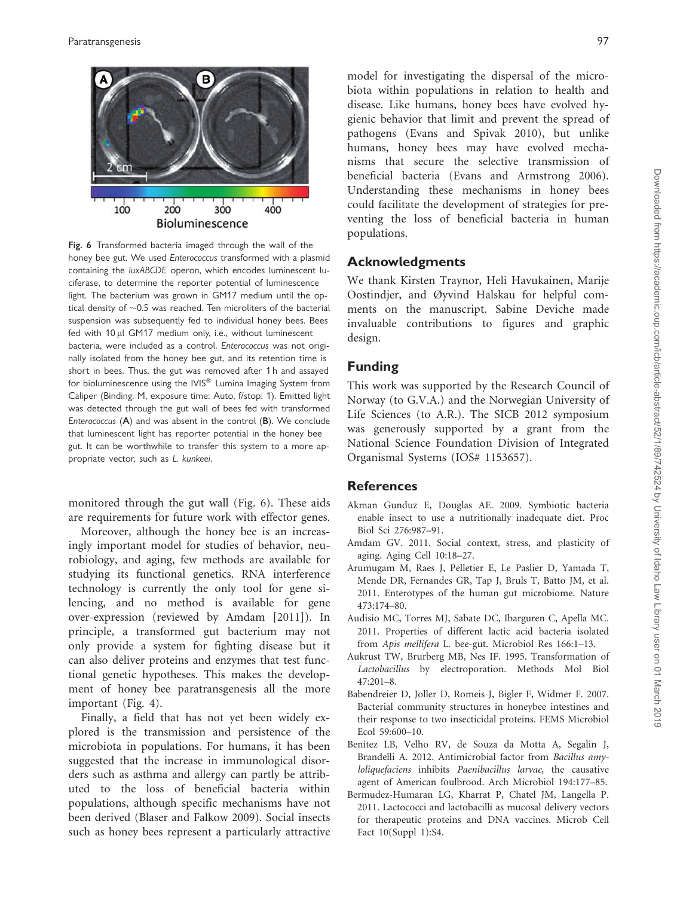Fig. 6 Transformed bacteria imaged through the wall of the honey bee gut. We used *Enterococcus* transformed with a plasmid containing the *luxABCDE* operon, which encodes luminescent luciferase, to determine the reporter potential of luminescence light. The bacterium was grown in GM17 medium until the optical density of ~0.5 was reached. Ten microliters of the bacterial suspension was subsequently fed to individual honey bees. Bees fed with 10 μl GM17 medium only, i.e., without luminescent bacteria, were included as a control. *Enterococcus* was not originally isolated from the honey bee gut, and its retention time is short in bees. Thus, the gut was removed after 1 h and assayed for bioluminescence using the IVIS® Lumina Imaging System from Caliper (Binding: M, exposure time: Auto, f/stop: 1). Emitted light was detected through the gut wall of bees fed with transformed *Enterococcus* (**A**) and was absent in the control (**B**). We conclude that luminescent light has reporter potential in the honey bee gut. It can be worthwhile to transfer this system to a more appropriate vector, such as *L. kunkeei*.

monitored through the gut wall (Fig. 6). These aids are requirements for future work with effector genes.

Moreover, although the honey bee is an increasingly important model for studies of behavior, neurobiology, and aging, few methods are available for studying its functional genetics. RNA interference technology is currently the only tool for gene silencing, and no method is available for gene over-expression (reviewed by Amdam [2011]). In principle, a transformed gut bacterium may not only provide a system for fighting disease but it can also deliver proteins and enzymes that test functional genetic hypotheses. This makes the development of honey bee paratransgenesis all the more important (Fig. 4).

Finally, a field that has not yet been widely explored is the transmission and persistence of the microbiota in populations. For humans, it has been suggested that the increase in immunological disorders such as asthma and allergy can partly be attributed to the loss of beneficial bacteria within populations, although specific mechanisms have not been derived (Blaser and Falkow 2009). Social insects such as honey bees represent a particularly attractive model for investigating the dispersal of the microbiota within populations in relation to health and disease. Like humans, honey bees have evolved hygienic behavior that limit and prevent the spread of pathogens (Evans and Spivak 2010), but unlike humans, honey bees may have evolved mechanisms that secure the selective transmission of beneficial bacteria (Evans and Armstrong 2006). Understanding these mechanisms in honey bees could facilitate the development of strategies for preventing the loss of beneficial bacteria in human populations.

## Acknowledgments

We thank Kirsten Traynor, Heli Havukainen, Marije Oostindjer, and Øyvind Halskau for helpful comments on the manuscript. Sabine Deviche made invaluable contributions to figures and graphic design.

## Funding

This work was supported by the Research Council of Norway (to G.V.A.) and the Norwegian University of Life Sciences (to A.R.). The SICB 2012 symposium was generously supported by a grant from the National Science Foundation Division of Integrated Organismal Systems (IOS# 1153657).

## References

Akman Gunduz E, Douglas AE. 2009. Symbiotic bacteria enable insect to use a nutritionally inadequate diet. Proc Biol Sci 276:987–91.

Amdam GV. 2011. Social context, stress, and plasticity of aging. Aging Cell 10:18–27.

Arumugam M, Raes J, Pelletier E, Le Paslier D, Yamada T, Mende DR, Fernandes GR, Tap J, Bruls T, Batto JM, et al. 2011. Enterotypes of the human gut microbiome. Nature 473:174–80.

Audisio MC, Torres MJ, Sabate DC, Ibarguren C, Apella MC. 2011. Properties of different lactic acid bacteria isolated from *Apis mellifera* L. bee-gut. Microbiol Res 166:1–13.

Aukrust TW, Brurberg MB, Nes IF. 1995. Transformation of *Lactobacillus* by electroporation. Methods Mol Biol 47:201–8.

Babendreier D, Joller D, Romeis J, Bigler F, Widmer F. 2007. Bacterial community structures in honeybee intestines and their response to two insecticidal proteins. FEMS Microbiol Ecol 59:600–10.

Benitez LB, Velho RV, de Souza da Motta A, Segalin J, Brandelli A. 2012. Antimicrobial factor from *Bacillus amyloliquefaciens* inhibits *Paenibacillus larvae*, the causative agent of American foulbrood. Arch Microbiol 194:177–85.

Bermudez-Humaran LG, Kharrat P, Chatel JM, Langella P. 2011. Lactococci and lactobacilli as mucosal delivery vectors for therapeutic proteins and DNA vaccines. Microb Cell Fact 10(Suppl 1):S4.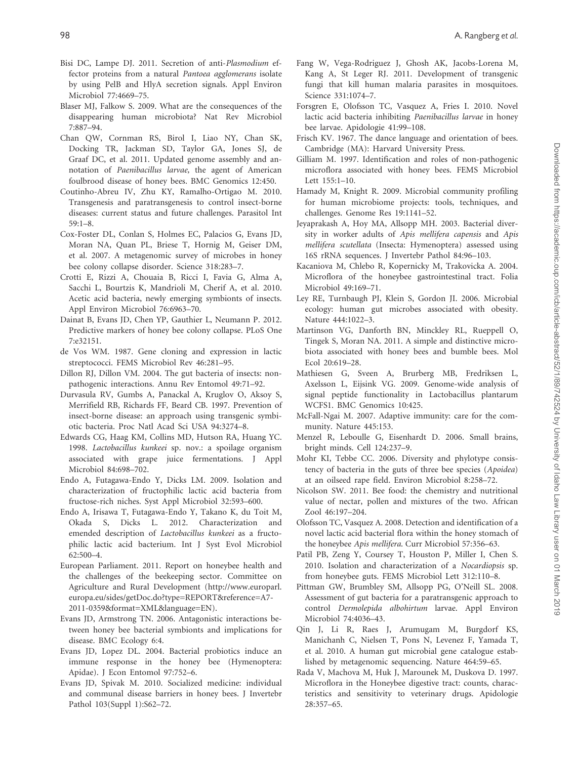Bisi DC, Lampe DJ. 2011. Secretion of anti-*Plasmodium* effector proteins from a natural *Pantoea agglomerans* isolate by using PelB and HlyA secretion signals. Appl Environ Microbiol 77:4669–75.

Blaser MJ, Falkow S. 2009. What are the consequences of the disappearing human microbiota? Nat Rev Microbiol 7:887–94.

Chan QW, Cornman RS, Birol I, Liao NY, Chan SK, Docking TR, Jackman SD, Taylor GA, Jones SJ, de Graaf DC, et al. 2011. Updated genome assembly and annotation of *Paenibacillus larvae,* the agent of American foulbrood disease of honey bees. BMC Genomics 12:450.

Coutinho-Abreu IV, Zhu KY, Ramalho-Ortigao M. 2010. Transgenesis and paratransgenesis to control insect-borne diseases: current status and future challenges. Parasitol Int 59:1–8.

Cox-Foster DL, Conlan S, Holmes EC, Palacios G, Evans JD, Moran NA, Quan PL, Briese T, Hornig M, Geiser DM, et al. 2007. A metagenomic survey of microbes in honey bee colony collapse disorder. Science 318:283–7.

Crotti E, Rizzi A, Chouaia B, Ricci I, Favia G, Alma A, Sacchi L, Bourtzis K, Mandrioli M, Cherif A, et al. 2010. Acetic acid bacteria, newly emerging symbionts of insects. Appl Environ Microbiol 76:6963–70.

Dainat B, Evans JD, Chen YP, Gauthier L, Neumann P. 2012. Predictive markers of honey bee colony collapse. PLoS One 7:e32151.

de Vos WM. 1987. Gene cloning and expression in lactic streptococci. FEMS Microbiol Rev 46:281–95.

Dillon RJ, Dillon VM. 2004. The gut bacteria of insects: nonpathogenic interactions. Annu Rev Entomol 49:71–92.

Durvasula RV, Gumbs A, Panackal A, Kruglov O, Aksoy S, Merrifield RB, Richards FF, Beard CB. 1997. Prevention of insect-borne disease: an approach using transgenic symbiotic bacteria. Proc Natl Acad Sci USA 94:3274–8.

Edwards CG, Haag KM, Collins MD, Hutson RA, Huang YC. 1998. *Lactobacillus kunkeei* sp. nov.: a spoilage organism associated with grape juice fermentations. J Appl Microbiol 84:698–702.

Endo A, Futagawa-Endo Y, Dicks LM. 2009. Isolation and characterization of fructophilic lactic acid bacteria from fructose-rich niches. Syst Appl Microbiol 32:593–600.

Endo A, Irisawa T, Futagawa-Endo Y, Takano K, du Toit M, Okada S, Dicks L. 2012. Characterization and emended description of *Lactobacillus kunkeei* as a fructophilic lactic acid bacterium. Int J Syst Evol Microbiol 62:500–4.

European Parliament. 2011. Report on honeybee health and the challenges of the beekeeping sector. Committee on Agriculture and Rural Development (http://www.europarl.europa.eu/sides/getDoc.do?type=REPORT&reference=A7-2011-0359&format=XML&language=EN).

Evans JD, Armstrong TN. 2006. Antagonistic interactions between honey bee bacterial symbionts and implications for disease. BMC Ecology 6:4.

Evans JD, Lopez DL. 2004. Bacterial probiotics induce an immune response in the honey bee (Hymenoptera: Apidae). J Econ Entomol 97:752–6.

Evans JD, Spivak M. 2010. Socialized medicine: individual and communal disease barriers in honey bees. J Invertebr Pathol 103(Suppl 1):S62–72.

Fang W, Vega-Rodriguez J, Ghosh AK, Jacobs-Lorena M, Kang A, St Leger RJ. 2011. Development of transgenic fungi that kill human malaria parasites in mosquitoes. Science 331:1074–7.

Forsgren E, Olofsson TC, Vasquez A, Fries I. 2010. Novel lactic acid bacteria inhibiting *Paenibacillus larvae* in honey bee larvae. Apidologie 41:99–108.

Frisch KV. 1967. The dance language and orientation of bees. Cambridge (MA): Harvard University Press.

Gilliam M. 1997. Identification and roles of non-pathogenic microflora associated with honey bees. FEMS Microbiol Lett 155:1–10.

Hamady M, Knight R. 2009. Microbial community profiling for human microbiome projects: tools, techniques, and challenges. Genome Res 19:1141–52.

Jeyaprakash A, Hoy MA, Allsopp MH. 2003. Bacterial diversity in worker adults of *Apis mellifera capensis* and *Apis mellifera scutellata* (Insecta: Hymenoptera) assessed using 16S rRNA sequences. J Invertebr Pathol 84:96–103.

Kacaniova M, Chlebo R, Kopernicky M, Trakovicka A. 2004. Microflora of the honeybee gastrointestinal tract. Folia Microbiol 49:169–71.

Ley RE, Turnbaugh PJ, Klein S, Gordon JI. 2006. Microbial ecology: human gut microbes associated with obesity. Nature 444:1022–3.

Martinson VG, Danforth BN, Minckley RL, Rueppell O, Tingek S, Moran NA. 2011. A simple and distinctive microbiota associated with honey bees and bumble bees. Mol Ecol 20:619–28.

Mathiesen G, Sveen A, Brurberg MB, Fredriksen L, Axelsson L, Eijsink VG. 2009. Genome-wide analysis of signal peptide functionality in Lactobacillus plantarum WCFS1. BMC Genomics 10:425.

McFall-Ngai M. 2007. Adaptive immunity: care for the community. Nature 445:153.

Menzel R, Leboulle G, Eisenhardt D. 2006. Small brains, bright minds. Cell 124:237–9.

Mohr KI, Tebbe CC. 2006. Diversity and phylotype consistency of bacteria in the guts of three bee species (*Apoidea*) at an oilseed rape field. Environ Microbiol 8:258–72.

Nicolson SW. 2011. Bee food: the chemistry and nutritional value of nectar, pollen and mixtures of the two. African Zool 46:197–204.

Olofsson TC, Vasquez A. 2008. Detection and identification of a novel lactic acid bacterial flora within the honey stomach of the honeybee *Apis mellifera.* Curr Microbiol 57:356–63.

Patil PB, Zeng Y, Coursey T, Houston P, Miller I, Chen S. 2010. Isolation and characterization of a *Nocardiopsis* sp. from honeybee guts. FEMS Microbiol Lett 312:110–8.

Pittman GW, Brumbley SM, Allsopp PG, O'Neill SL. 2008. Assessment of gut bacteria for a paratransgenic approach to control *Dermolepida albohirtum* larvae. Appl Environ Microbiol 74:4036–43.

Qin J, Li R, Raes J, Arumugam M, Burgdorf KS, Manichanh C, Nielsen T, Pons N, Levenez F, Yamada T, et al. 2010. A human gut microbial gene catalogue established by metagenomic sequencing. Nature 464:59–65.

Rada V, Machova M, Huk J, Marounek M, Duskova D. 1997. Microflora in the Honeybee digestive tract: counts, characteristics and sensitivity to veterinary drugs. Apidologie 28:357–65.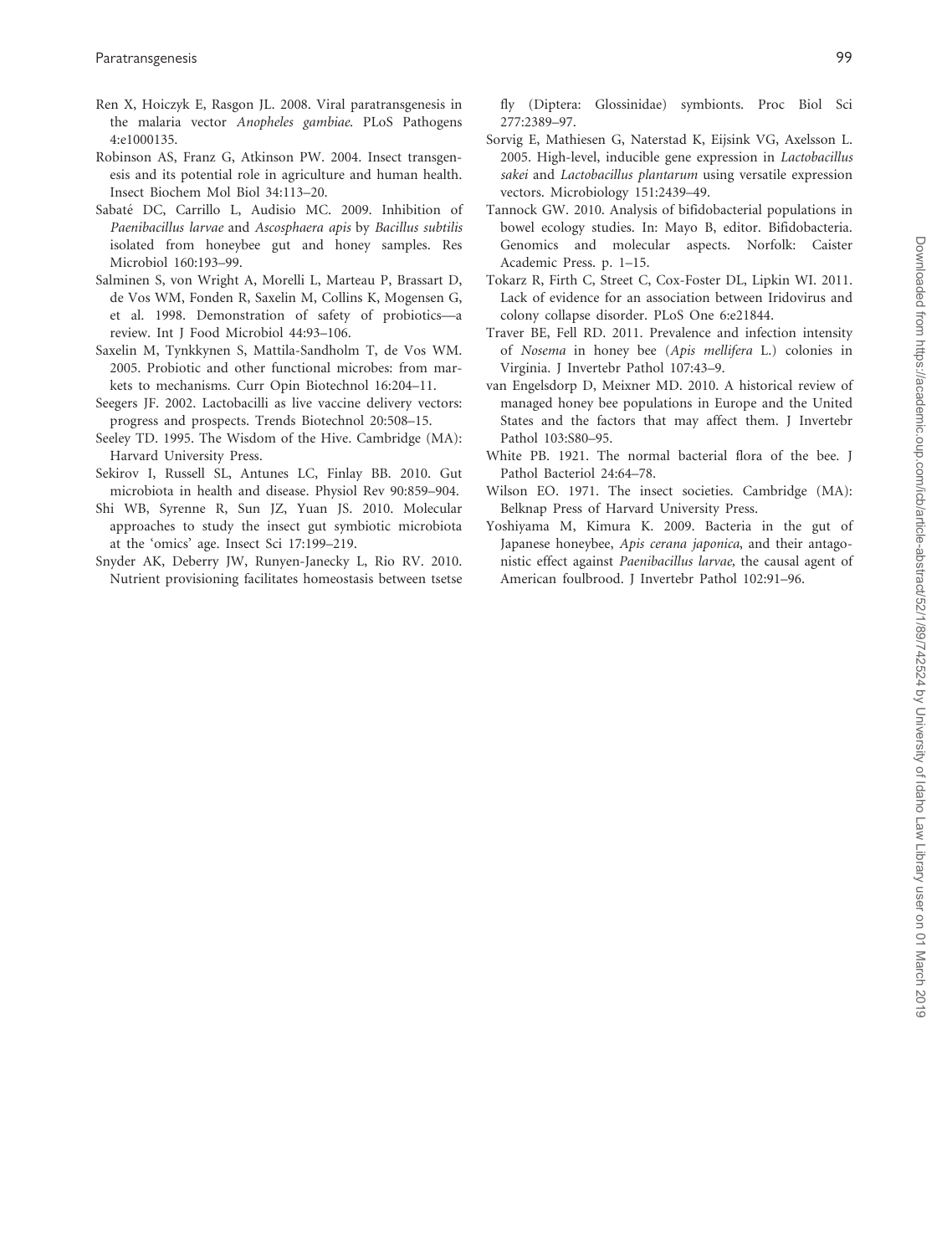Ren X, Hoiczyk E, Rasgon JL. 2008. Viral paratransgenesis in the malaria vector *Anopheles gambiae*. PLoS Pathogens 4:e1000135.

Robinson AS, Franz G, Atkinson PW. 2004. Insect transgenesis and its potential role in agriculture and human health. Insect Biochem Mol Biol 34:113–20.

Sabaté DC, Carrillo L, Audisio MC. 2009. Inhibition of *Paenibacillus larvae* and *Ascosphaera apis* by *Bacillus subtilis* isolated from honeybee gut and honey samples. Res Microbiol 160:193–99.

Salminen S, von Wright A, Morelli L, Marteau P, Brassart D, de Vos WM, Fonden R, Saxelin M, Collins K, Mogensen G, et al. 1998. Demonstration of safety of probiotics—a review. Int J Food Microbiol 44:93–106.

Saxelin M, Tynkkynen S, Mattila-Sandholm T, de Vos WM. 2005. Probiotic and other functional microbes: from markets to mechanisms. Curr Opin Biotechnol 16:204–11.

Seegers JF. 2002. Lactobacilli as live vaccine delivery vectors: progress and prospects. Trends Biotechnol 20:508–15.

Seeley TD. 1995. The Wisdom of the Hive. Cambridge (MA): Harvard University Press.

Sekirov I, Russell SL, Antunes LC, Finlay BB. 2010. Gut microbiota in health and disease. Physiol Rev 90:859–904.

Shi WB, Syrenne R, Sun JZ, Yuan JS. 2010. Molecular approaches to study the insect gut symbiotic microbiota at the 'omics' age. Insect Sci 17:199–219.

Snyder AK, Deberry JW, Runyen-Janecky L, Rio RV. 2010. Nutrient provisioning facilitates homeostasis between tsetse fly (Diptera: Glossinidae) symbionts. Proc Biol Sci 277:2389–97.

Sorvig E, Mathiesen G, Naterstad K, Eijsink VG, Axelsson L. 2005. High-level, inducible gene expression in *Lactobacillus sakei* and *Lactobacillus plantarum* using versatile expression vectors. Microbiology 151:2439–49.

Tannock GW. 2010. Analysis of bifidobacterial populations in bowel ecology studies. In: Mayo B, editor. Bifidobacteria. Genomics and molecular aspects. Norfolk: Caister Academic Press. p. 1–15.

Tokarz R, Firth C, Street C, Cox-Foster DL, Lipkin WI. 2011. Lack of evidence for an association between Iridovirus and colony collapse disorder. PLoS One 6:e21844.

Traver BE, Fell RD. 2011. Prevalence and infection intensity of *Nosema* in honey bee (*Apis mellifera* L.) colonies in Virginia. J Invertebr Pathol 107:43–9.

van Engelsdorp D, Meixner MD. 2010. A historical review of managed honey bee populations in Europe and the United States and the factors that may affect them. J Invertebr Pathol 103:S80–95.

White PB. 1921. The normal bacterial flora of the bee. J Pathol Bacteriol 24:64–78.

Wilson EO. 1971. The insect societies. Cambridge (MA): Belknap Press of Harvard University Press.

Yoshiyama M, Kimura K. 2009. Bacteria in the gut of Japanese honeybee, *Apis cerana japonica*, and their antagonistic effect against *Paenibacillus larvae*, the causal agent of American foulbrood. J Invertebr Pathol 102:91–96.